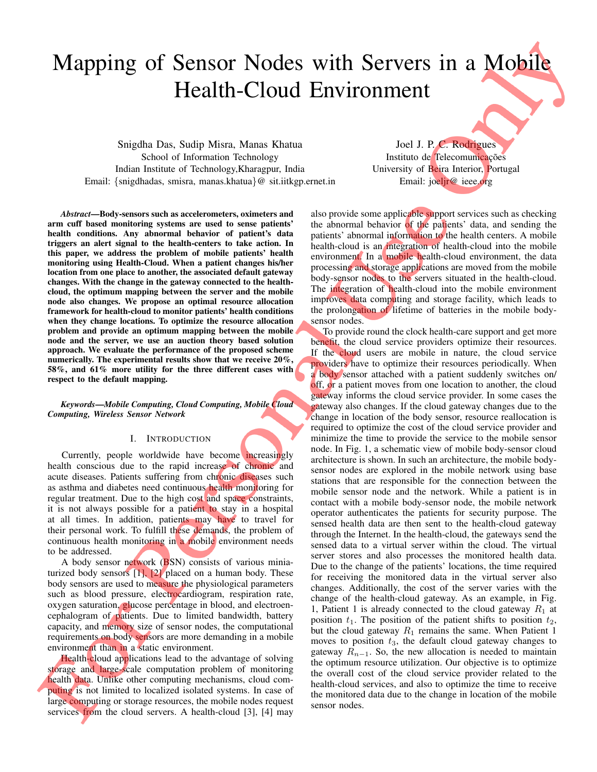# Mapping of Sensor Nodes with Servers in a Mobile Health-Cloud Environment

Snigdha Das, Sudip Misra, Manas Khatua
School of Information Technology
Indian Institute of Technology,Kharagpur, India
Email: {snigdhadas, smisra, manas.khatua}@ sit.iitkgp.ernet.in

Joel J. P. C. Rodrigues
Instituto de Telecomunicações
University of Beira Interior, Portugal
Email: joeljr@ ieee.org

***Abstract*—Body-sensors such as accelerometers, oximeters and arm cuff based monitoring systems are used to sense patients' health conditions. Any abnormal behavior of patient's data triggers an alert signal to the health-centers to take action. In this paper, we address the problem of mobile patients' health monitoring using Health-Cloud. When a patient changes his/her location from one place to another, the associated default gateway changes. With the change in the gateway connected to the health-cloud, the optimum mapping between the server and the mobile node also changes. We propose an optimal resource allocation framework for health-cloud to monitor patients' health conditions when they change locations. To optimize the resource allocation problem and provide an optimum mapping between the mobile node and the server, we use an auction theory based solution approach. We evaluate the performance of the proposed scheme numerically. The experimental results show that we receive 20%, 58%, and 61% more utility for the three different cases with respect to the default mapping.**

***Keywords*—Mobile Computing, Cloud Computing, Mobile Cloud Computing, Wireless Sensor Network**

## I. Introduction

Currently, people worldwide have become increasingly health conscious due to the rapid increase of chronic and acute diseases. Patients suffering from chronic diseases such as asthma and diabetes need continuous health monitoring for regular treatment. Due to the high cost and space constraints, it is not always possible for a patient to stay in a hospital at all times. In addition, patients may have to travel for their personal work. To fulfill these demands, the problem of continuous health monitoring in a mobile environment needs to be addressed.

A body sensor network (BSN) consists of various miniaturized body sensors [1], [2] placed on a human body. These body sensors are used to measure the physiological parameters such as blood pressure, electrocardiogram, respiration rate, oxygen saturation, glucose percentage in blood, and electroencephalogram of patients. Due to limited bandwidth, battery capacity, and memory size of sensor nodes, the computational requirements on body sensors are more demanding in a mobile environment than in a static environment.

Health-cloud applications lead to the advantage of solving storage and large-scale computation problem of monitoring health data. Unlike other computing mechanisms, cloud computing is not limited to localized isolated systems. In case of large computing or storage resources, the mobile nodes request services from the cloud servers. A health-cloud [3], [4] may also provide some applicable support services such as checking the abnormal behavior of the patients' data, and sending the patients' abnormal information to the health centers. A mobile health-cloud is an integration of health-cloud into the mobile environment. In a mobile health-cloud environment, the data processing and storage applications are moved from the mobile body-sensor nodes to the servers situated in the health-cloud. The integration of health-cloud into the mobile environment improves data computing and storage facility, which leads to the prolongation of lifetime of batteries in the mobile body-sensor nodes.

To provide round the clock health-care support and get more benefit, the cloud service providers optimize their resources. If the cloud users are mobile in nature, the cloud service providers have to optimize their resources periodically. When a body sensor attached with a patient suddenly switches on/off, or a patient moves from one location to another, the cloud gateway informs the cloud service provider. In some cases the gateway also changes. If the cloud gateway changes due to the change in location of the body sensor, resource reallocation is required to optimize the cost of the cloud service provider and minimize the time to provide the service to the mobile sensor node. In Fig. 1, a schematic view of mobile body-sensor cloud architecture is shown. In such an architecture, the mobile body-sensor nodes are explored in the mobile network using base stations that are responsible for the connection between the mobile sensor node and the network. While a patient is in contact with a mobile body-sensor node, the mobile network operator authenticates the patients for security purpose. The sensed health data are then sent to the health-cloud gateway through the Internet. In the health-cloud, the gateways send the sensed data to a virtual server within the cloud. The virtual server stores and also processes the monitored health data. Due to the change of the patients' locations, the time required for receiving the monitored data in the virtual server also changes. Additionally, the cost of the server varies with the change of the health-cloud gateway. As an example, in Fig. 1, Patient 1 is already connected to the cloud gateway $R_1$ at position $t_1$. The position of the patient shifts to position $t_2$, but the cloud gateway $R_1$ remains the same. When Patient 1 moves to position $t_3$, the default cloud gateway changes to gateway $R_{n-1}$. So, the new allocation is needed to maintain the optimum resource utilization. Our objective is to optimize the overall cost of the cloud service provider related to the health-cloud services, and also to optimize the time to receive the monitored data due to the change in location of the mobile sensor nodes.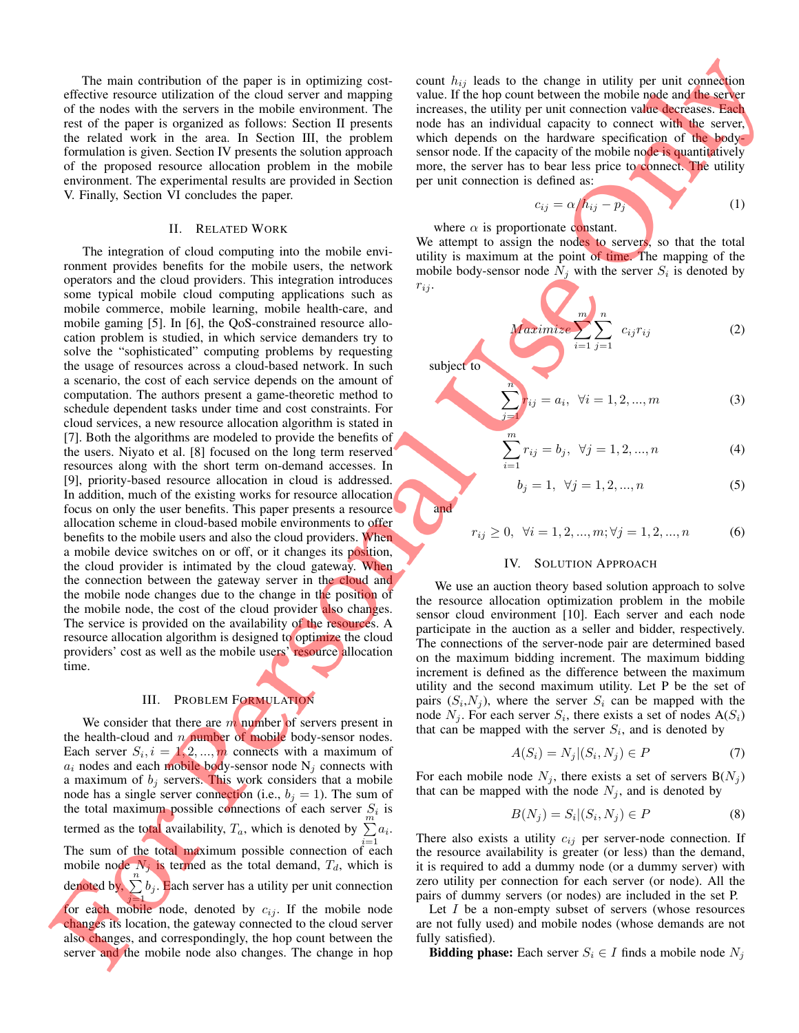The main contribution of the paper is in optimizing cost-effective resource utilization of the cloud server and mapping of the nodes with the servers in the mobile environment. The rest of the paper is organized as follows: Section II presents the related work in the area. In Section III, the problem formulation is given. Section IV presents the solution approach of the proposed resource allocation problem in the mobile environment. The experimental results are provided in Section V. Finally, Section VI concludes the paper.

## II. Related Work

The integration of cloud computing into the mobile environment provides benefits for the mobile users, the network operators and the cloud providers. This integration introduces some typical mobile cloud computing applications such as mobile commerce, mobile learning, mobile health-care, and mobile gaming [5]. In [6], the QoS-constrained resource allocation problem is studied, in which service demanders try to solve the "sophisticated" computing problems by requesting the usage of resources across a cloud-based network. In such a scenario, the cost of each service depends on the amount of computation. The authors present a game-theoretic method to schedule dependent tasks under time and cost constraints. For cloud services, a new resource allocation algorithm is stated in [7]. Both the algorithms are modeled to provide the benefits of the users. Niyato et al. [8] focused on the long term reserved resources along with the short term on-demand accesses. In [9], priority-based resource allocation in cloud is addressed. In addition, much of the existing works for resource allocation focus on only the user benefits. This paper presents a resource allocation scheme in cloud-based mobile environments to offer benefits to the mobile users and also the cloud providers. When a mobile device switches on or off, or it changes its position, the cloud provider is intimated by the cloud gateway. When the connection between the gateway server in the cloud and the mobile node changes due to the change in the position of the mobile node, the cost of the cloud provider also changes. The service is provided on the availability of the resources. A resource allocation algorithm is designed to optimize the cloud providers' cost as well as the mobile users' resource allocation time.

## III. Problem Formulation

We consider that there are $m$ number of servers present in the health-cloud and $n$ number of mobile body-sensor nodes. Each server $S_i, i = 1, 2, ..., m$ connects with a maximum of $a_i$ nodes and each mobile body-sensor node $N_j$ connects with a maximum of $b_j$ servers. This work considers that a mobile node has a single server connection (i.e., $b_j = 1$). The sum of the total maximum possible connections of each server $S_i$ is termed as the total availability, $T_a$, which is denoted by $\sum_{i=1}^{m} a_i$. The sum of the total maximum possible connection of each mobile node $N_j$ is termed as the total demand, $T_d$, which is denoted by, $\sum_{j=1}^{n} b_j$. Each server has a utility per unit connection for each mobile node, denoted by $c_{ij}$. If the mobile node changes its location, the gateway connected to the cloud server also changes, and correspondingly, the hop count between the server and the mobile node also changes. The change in hop count $h_{ij}$ leads to the change in utility per unit connection value. If the hop count between the mobile node and the server increases, the utility per unit connection value decreases. Each node has an individual capacity to connect with the server, which depends on the hardware specification of the body-sensor node. If the capacity of the mobile node is quantitatively more, the server has to bear less price to connect. The utility per unit connection is defined as:

$$c_{ij} = \alpha / h_{ij} - p_j \tag{1}$$

where $\alpha$ is proportionate constant.

We attempt to assign the nodes to servers, so that the total utility is maximum at the point of time. The mapping of the mobile body-sensor node $N_j$ with the server $S_i$ is denoted by $r_{ij}$.

$$Maximize \sum_{i=1}^{m} \sum_{j=1}^{n} \; c_{ij} r_{ij} \tag{2}$$

subject to

$$\sum_{j=1}^{n} r_{ij} = a_i, \;\; \forall i = 1, 2, ..., m \tag{3}$$

$$\sum_{i=1}^{m} r_{ij} = b_j, \;\; \forall j = 1, 2, ..., n \tag{4}$$

$$b_j = 1, \;\; \forall j = 1, 2, ..., n \tag{5}$$

and

$$r_{ij} \geq 0, \;\; \forall i = 1, 2, ..., m; \forall j = 1, 2, ..., n \tag{6}$$

## IV. Solution Approach

We use an auction theory based solution approach to solve the resource allocation optimization problem in the mobile sensor cloud environment [10]. Each server and each node participate in the auction as a seller and bidder, respectively. The connections of the server-node pair are determined based on the maximum bidding increment. The maximum bidding increment is defined as the difference between the maximum utility and the second maximum utility. Let P be the set of pairs ($S_i$,$N_j$), where the server $S_i$ can be mapped with the node $N_j$. For each server $S_i$, there exists a set of nodes A($S_i$) that can be mapped with the server $S_i$, and is denoted by

$$A(S_i) = N_j | (S_i, N_j) \in P \tag{7}$$

For each mobile node $N_j$, there exists a set of servers B($N_j$) that can be mapped with the node $N_j$, and is denoted by

$$B(N_j) = S_i | (S_i, N_j) \in P \tag{8}$$

There also exists a utility $c_{ij}$ per server-node connection. If the resource availability is greater (or less) than the demand, it is required to add a dummy node (or a dummy server) with zero utility per connection for each server (or node). All the pairs of dummy servers (or nodes) are included in the set P.

Let $I$ be a non-empty subset of servers (whose resources are not fully used) and mobile nodes (whose demands are not fully satisfied).

**Bidding phase:** Each server $S_i \in I$ finds a mobile node $N_j$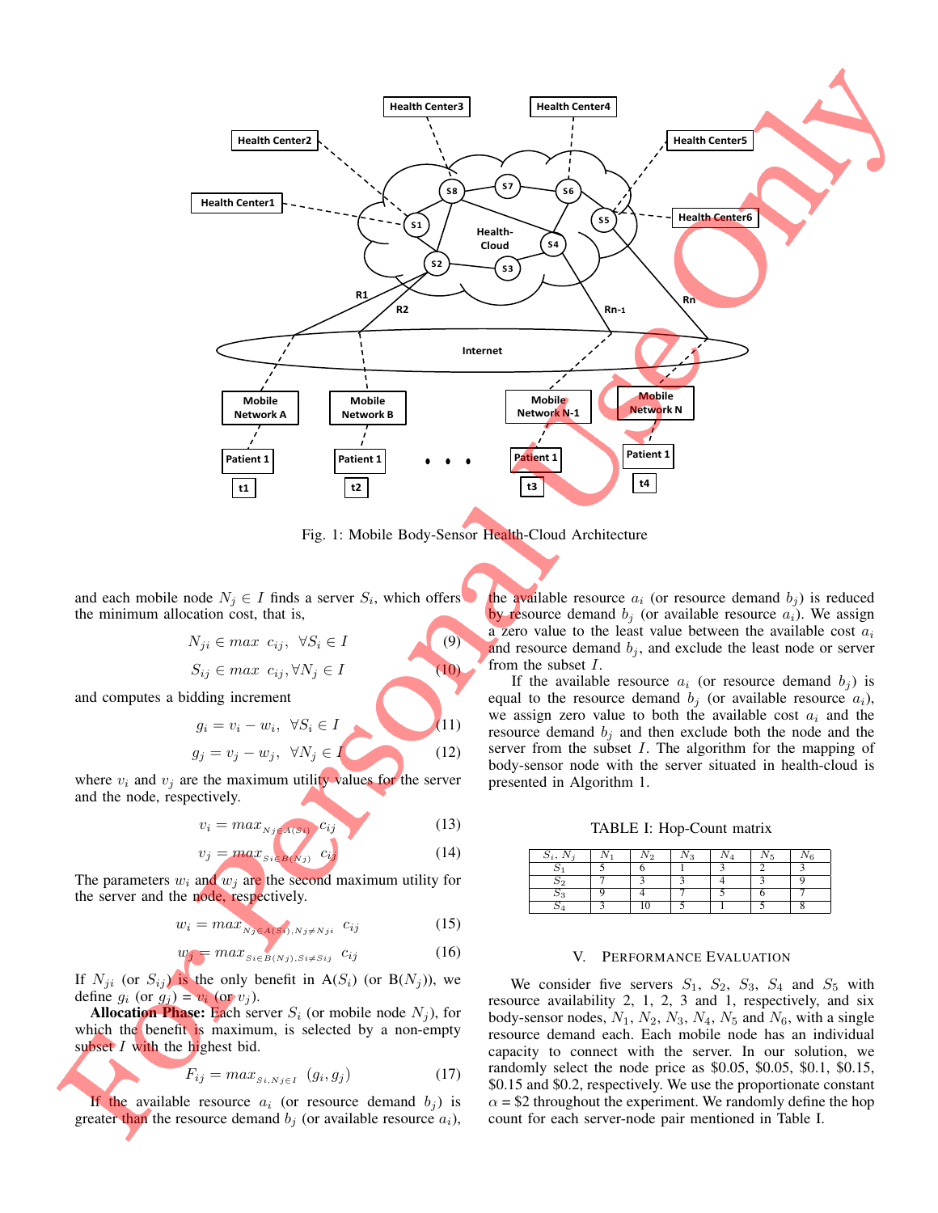Fig. 1: Mobile Body-Sensor Health-Cloud Architecture

and each mobile node $N_j \in I$ finds a server $S_i$, which offers the minimum allocation cost, that is,

$$N_{ji} \in max\ \ c_{ij},\ \ \forall S_i \in I \tag{9}$$

$$S_{ij} \in max\ \ c_{ij}, \forall N_j \in I \tag{10}$$

and computes a bidding increment

$$g_i = v_i - w_i,\ \ \forall S_i \in I \tag{11}$$

$$g_j = v_j - w_j,\ \ \forall N_j \in I \tag{12}$$

where $v_i$ and $v_j$ are the maximum utility values for the server and the node, respectively.

$$v_i = max_{_{Nj \in A(Si)}}\ c_{ij} \tag{13}$$

$$v_j = max_{_{Si \in B(Nj)}}\ c_{ij} \tag{14}$$

The parameters $w_i$ and $w_j$ are the second maximum utility for the server and the node, respectively.

$$w_i = max_{_{Nj \in A(Si), Nj \neq Nji}}\ \ c_{ij} \tag{15}$$

$$w_j = max_{_{Si \in B(Nj), Si \neq Sij}}\ \ c_{ij} \tag{16}$$

If $N_{ji}$ (or $S_{ij}$) is the only benefit in A($S_i$) (or B($N_j$)), we define $g_i$ (or $g_j$) = $v_i$ (or $v_j$).

**Allocation Phase:** Each server $S_i$ (or mobile node $N_j$), for which the benefit is maximum, is selected by a non-empty subset $I$ with the highest bid.

$$F_{ij} = max_{_{Si, Nj \in I}}\ \ (g_i, g_j) \tag{17}$$

If the available resource $a_i$ (or resource demand $b_j$) is greater than the resource demand $b_j$ (or available resource $a_i$), the available resource $a_i$ (or resource demand $b_j$) is reduced by resource demand $b_j$ (or available resource $a_i$). We assign a zero value to the least value between the available cost $a_i$ and resource demand $b_j$, and exclude the least node or server from the subset $I$.

If the available resource $a_i$ (or resource demand $b_j$) is equal to the resource demand $b_j$ (or available resource $a_i$), we assign zero value to both the available cost $a_i$ and the resource demand $b_j$ and then exclude both the node and the server from the subset $I$. The algorithm for the mapping of body-sensor node with the server situated in health-cloud is presented in Algorithm 1.

TABLE I: Hop-Count matrix

| $S_i$, $N_j$ | $N_1$ | $N_2$ | $N_3$ | $N_4$ | $N_5$ | $N_6$ |
|---|---|---|---|---|---|---|
| $S_1$ | 5 | 6 | 1 | 3 | 2 | 3 |
| $S_2$ | 7 | 3 | 3 | 4 | 3 | 9 |
| $S_3$ | 9 | 4 | 7 | 5 | 6 | 7 |
| $S_4$ | 3 | 10 | 5 | 1 | 5 | 8 |

## V. Performance Evaluation

We consider five servers $S_1$, $S_2$, $S_3$, $S_4$ and $S_5$ with resource availability 2, 1, 2, 3 and 1, respectively, and six body-sensor nodes, $N_1$, $N_2$, $N_3$, $N_4$, $N_5$ and $N_6$, with a single resource demand each. Each mobile node has an individual capacity to connect with the server. In our solution, we randomly select the node price as \$0.05, \$0.05, \$0.1, \$0.15, \$0.15 and \$0.2, respectively. We use the proportionate constant $\alpha$ = \$2 throughout the experiment. We randomly define the hop count for each server-node pair mentioned in Table I.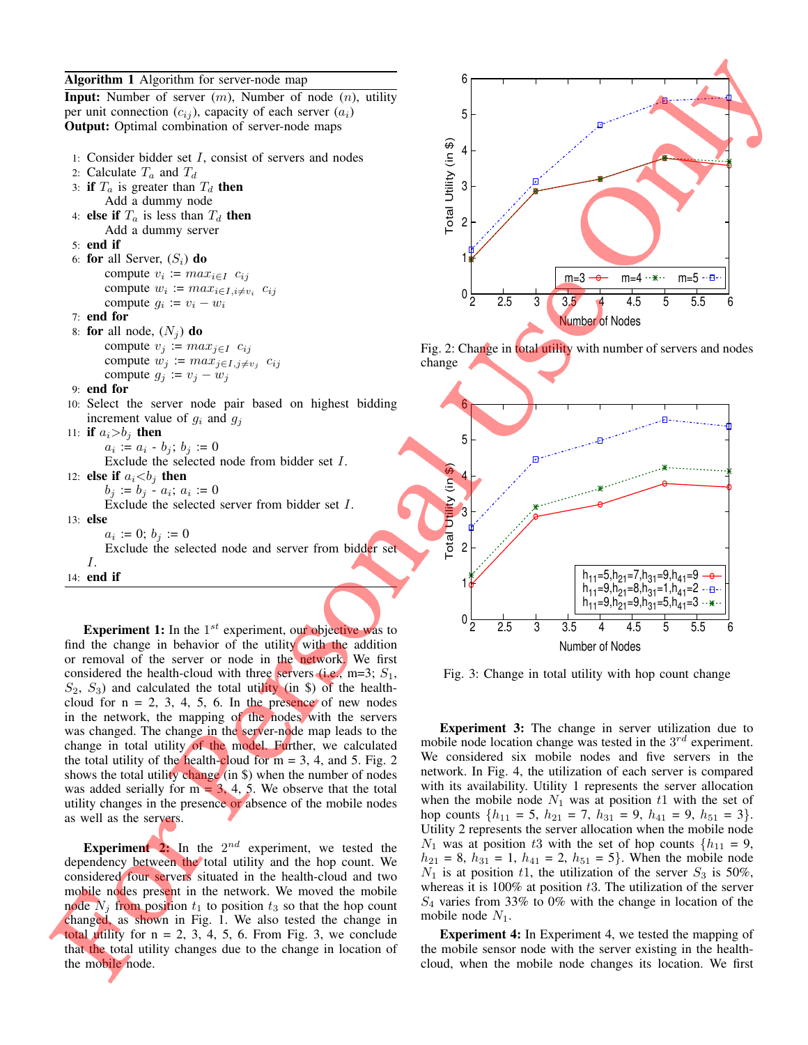**Algorithm 1** Algorithm for server-node map

**Input:** Number of server ($m$), Number of node ($n$), utility per unit connection ($c_{ij}$), capacity of each server ($a_i$)
**Output:** Optimal combination of server-node maps

1: Consider bidder set $I$, consist of servers and nodes
2: Calculate $T_a$ and $T_d$
3: **if** $T_a$ is greater than $T_d$ **then**
  Add a dummy node
4: **else if** $T_a$ is less than $T_d$ **then**
  Add a dummy server
5: **end if**
6: **for** all Server, ($S_i$) **do**
  compute $v_i := max_{i \in I} \ c_{ij}$
  compute $w_i := max_{i \in I, i \neq v_i} \ c_{ij}$
  compute $g_i := v_i - w_i$
7: **end for**
8: **for** all node, ($N_j$) **do**
  compute $v_j := max_{j \in I} \ c_{ij}$
  compute $w_j := max_{j \in I, j \neq v_j} \ c_{ij}$
  compute $g_j := v_j - w_j$
9: **end for**
10: Select the server node pair based on highest bidding increment value of $g_i$ and $g_j$
11: **if** $a_i > b_j$ **then**
  $a_i := a_i$ - $b_j$; $b_j := 0$
  Exclude the selected node from bidder set $I$.
12: **else if** $a_i < b_j$ **then**
  $b_j := b_j$ - $a_i$; $a_i := 0$
  Exclude the selected server from bidder set $I$.
13: **else**
  $a_i := 0$; $b_j := 0$
  Exclude the selected node and server from bidder set $I$.
14: **end if**

**Experiment 1:** In the 1$^{st}$ experiment, our objective was to find the change in behavior of the utility with the addition or removal of the server or node in the network. We first considered the health-cloud with three servers (i.e., m=3; $S_1$, $S_2$, $S_3$) and calculated the total utility (in \$) of the health-cloud for n = 2, 3, 4, 5, 6. In the presence of new nodes in the network, the mapping of the nodes with the servers was changed. The change in the server-node map leads to the change in total utility of the model. Further, we calculated the total utility of the health-cloud for m = 3, 4, and 5. Fig. 2 shows the total utility change (in \$) when the number of nodes was added serially for m = 3, 4, 5. We observe that the total utility changes in the presence or absence of the mobile nodes as well as the servers.

**Experiment 2:** In the 2$^{nd}$ experiment, we tested the dependency between the total utility and the hop count. We considered four servers situated in the health-cloud and two mobile nodes present in the network. We moved the mobile node $N_j$ from position $t_1$ to position $t_3$ so that the hop count changed, as shown in Fig. 1. We also tested the change in total utility for n = 2, 3, 4, 5, 6. From Fig. 3, we conclude that the total utility changes due to the change in location of the mobile node.

Fig. 2: Change in total utility with number of servers and nodes change

Fig. 3: Change in total utility with hop count change

**Experiment 3:** The change in server utilization due to mobile node location change was tested in the 3$^{rd}$ experiment. We considered six mobile nodes and five servers in the network. In Fig. 4, the utilization of each server is compared with its availability. Utility 1 represents the server allocation when the mobile node $N_1$ was at position $t1$ with the set of hop counts $\{h_{11} = 5, h_{21} = 7, h_{31} = 9, h_{41} = 9, h_{51} = 3\}$. Utility 2 represents the server allocation when the mobile node $N_1$ was at position $t3$ with the set of hop counts $\{h_{11} = 9, h_{21} = 8, h_{31} = 1, h_{41} = 2, h_{51} = 5\}$. When the mobile node $N_1$ is at position $t1$, the utilization of the server $S_3$ is 50%, whereas it is 100% at position $t3$. The utilization of the server $S_4$ varies from 33% to 0% with the change in location of the mobile node $N_1$.

**Experiment 4:** In Experiment 4, we tested the mapping of the mobile sensor node with the server existing in the health-cloud, when the mobile node changes its location. We first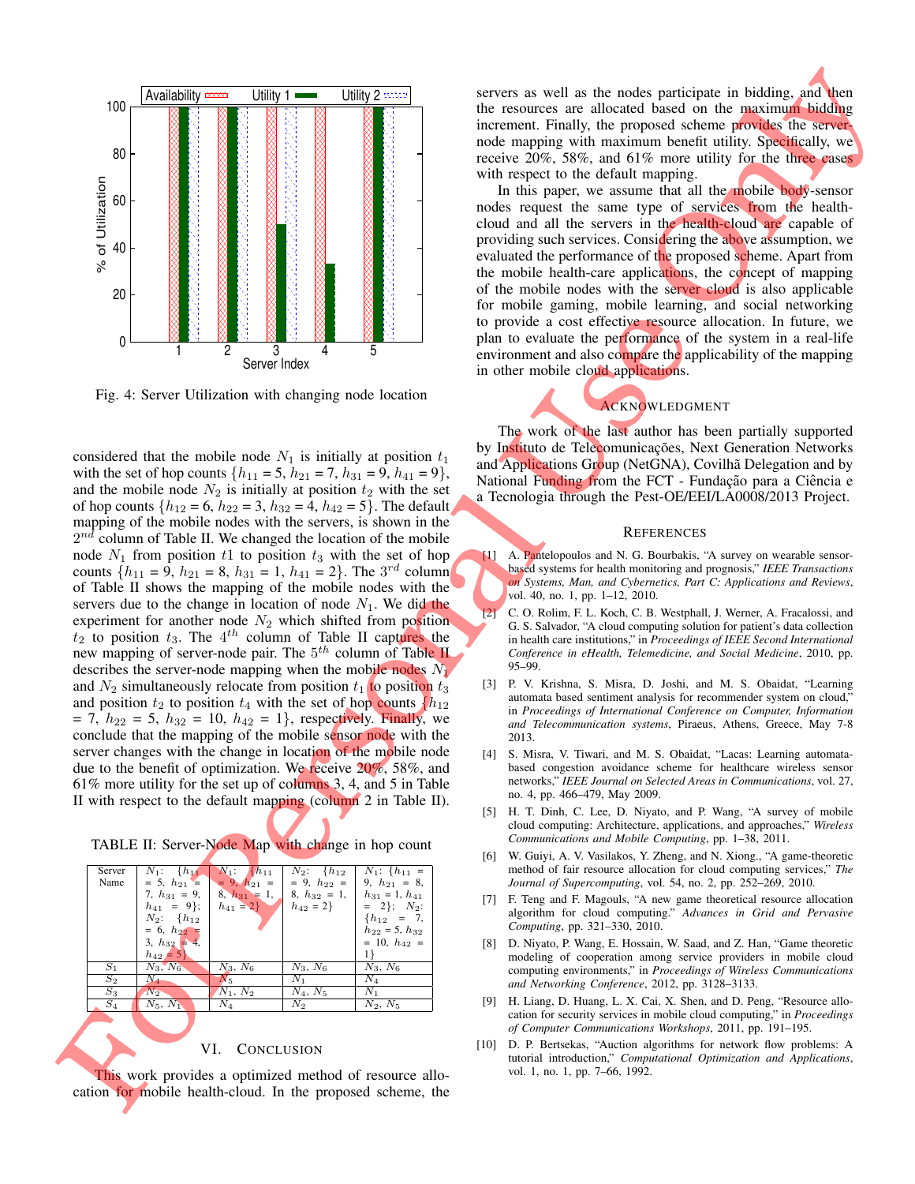Availability
Utility 1
Utility 2
100
80
60
40
20
0
% of Utilization
1
2
3
4
5
Server Index

Fig. 4: Server Utilization with changing node location

considered that the mobile node $N_1$ is initially at position $t_1$ with the set of hop counts $\{h_{11} = 5, h_{21} = 7, h_{31} = 9, h_{41} = 9\}$, and the mobile node $N_2$ is initially at position $t_2$ with the set of hop counts $\{h_{12} = 6, h_{22} = 3, h_{32} = 4, h_{42} = 5\}$. The default mapping of the mobile nodes with the servers, is shown in the $2^{nd}$ column of Table II. We changed the location of the mobile node $N_1$ from position $t1$ to position $t_3$ with the set of hop counts $\{h_{11} = 9, h_{21} = 8, h_{31} = 1, h_{41} = 2\}$. The $3^{rd}$ column of Table II shows the mapping of the mobile nodes with the servers due to the change in location of node $N_1$. We did the experiment for another node $N_2$ which shifted from position $t_2$ to position $t_3$. The $4^{th}$ column of Table II captures the new mapping of server-node pair. The $5^{th}$ column of Table II describes the server-node mapping when the mobile nodes $N_1$ and $N_2$ simultaneously relocate from position $t_1$ to position $t_3$ and position $t_2$ to position $t_4$ with the set of hop counts $\{h_{12} = 7, h_{22} = 5, h_{32} = 10, h_{42} = 1\}$, respectively. Finally, we conclude that the mapping of the mobile sensor node with the server changes with the change in location of the mobile node due to the benefit of optimization. We receive 20%, 58%, and 61% more utility for the set up of columns 3, 4, and 5 in Table II with respect to the default mapping (column 2 in Table II).

TABLE II: Server-Node Map with change in hop count

| Server Name | $N_1$: $\{h_{11} = 5, h_{21} = 7, h_{31} = 9, h_{41} = 9\}$; $N_2$: $\{h_{12} = 6, h_{22} = 3, h_{32} = 4, h_{42} = 5\}$ | $N_1$: $\{h_{11} = 9, h_{21} = 8, h_{31} = 1, h_{41} = 2\}$ | $N_2$: $\{h_{12} = 9, h_{22} = 8, h_{32} = 1, h_{42} = 2\}$ | $N_1$: $\{h_{11} = 9, h_{21} = 8, h_{31} = 1, h_{41} = 2\}$; $N_2$: $\{h_{12} = 7, h_{22} = 5, h_{32} = 10, h_{42} = 1\}$ |
|---|---|---|---|---|
| $S_1$ | $N_3, N_6$ | $N_3, N_6$ | $N_3, N_6$ | $N_3, N_6$ |
| $S_2$ | $N_4$ | $N_5$ | $N_1$ | $N_4$ |
| $S_3$ | $N_2$ | $N_1, N_2$ | $N_4, N_5$ | $N_1$ |
| $S_4$ | $N_5, N_1$ | $N_4$ | $N_2$ | $N_2, N_5$ |

## VI. Conclusion

This work provides a optimized method of resource allocation for mobile health-cloud. In the proposed scheme, the servers as well as the nodes participate in bidding, and then the resources are allocated based on the maximum bidding increment. Finally, the proposed scheme provides the server-node mapping with maximum benefit utility. Specifically, we receive 20%, 58%, and 61% more utility for the three cases with respect to the default mapping.

In this paper, we assume that all the mobile body-sensor nodes request the same type of services from the health-cloud and all the servers in the health-cloud are capable of providing such services. Considering the above assumption, we evaluated the performance of the proposed scheme. Apart from the mobile health-care applications, the concept of mapping of the mobile nodes with the server cloud is also applicable for mobile gaming, mobile learning, and social networking to provide a cost effective resource allocation. In future, we plan to evaluate the performance of the system in a real-life environment and also compare the applicability of the mapping in other mobile cloud applications.

## Acknowledgment

The work of the last author has been partially supported by Instituto de Telecomunicações, Next Generation Networks and Applications Group (NetGNA), Covilhã Delegation and by National Funding from the FCT - Fundação para a Ciência e a Tecnologia through the Pest-OE/EEI/LA0008/2013 Project.

## References

[1] A. Pantelopoulos and N. G. Bourbakis, "A survey on wearable sensor-based systems for health monitoring and prognosis," *IEEE Transactions on Systems, Man, and Cybernetics, Part C: Applications and Reviews*, vol. 40, no. 1, pp. 1–12, 2010.

[2] C. O. Rolim, F. L. Koch, C. B. Westphall, J. Werner, A. Fracalossi, and G. S. Salvador, "A cloud computing solution for patient's data collection in health care institutions," in *Proceedings of IEEE Second International Conference in eHealth, Telemedicine, and Social Medicine*, 2010, pp. 95–99.

[3] P. V. Krishna, S. Misra, D. Joshi, and M. S. Obaidat, "Learning automata based sentiment analysis for recommender system on cloud," in *Proceedings of International Conference on Computer, Information and Telecommunication systems*, Piraeus, Athens, Greece, May 7-8 2013.

[4] S. Misra, V. Tiwari, and M. S. Obaidat, "Lacas: Learning automata-based congestion avoidance scheme for healthcare wireless sensor networks," *IEEE Journal on Selected Areas in Communications*, vol. 27, no. 4, pp. 466–479, May 2009.

[5] H. T. Dinh, C. Lee, D. Niyato, and P. Wang, "A survey of mobile cloud computing: Architecture, applications, and approaches," *Wireless Communications and Mobile Computing*, pp. 1–38, 2011.

[6] W. Guiyi, A. V. Vasilakos, Y. Zheng, and N. Xiong., "A game-theoretic method of fair resource allocation for cloud computing services," *The Journal of Supercomputing*, vol. 54, no. 2, pp. 252–269, 2010.

[7] F. Teng and F. Magouls, "A new game theoretical resource allocation algorithm for cloud computing." *Advances in Grid and Pervasive Computing*, pp. 321–330, 2010.

[8] D. Niyato, P. Wang, E. Hossain, W. Saad, and Z. Han, "Game theoretic modeling of cooperation among service providers in mobile cloud computing environments," in *Proceedings of Wireless Communications and Networking Conference*, 2012, pp. 3128–3133.

[9] H. Liang, D. Huang, L. X. Cai, X. Shen, and D. Peng, "Resource allocation for security services in mobile cloud computing," in *Proceedings of Computer Communications Workshops*, 2011, pp. 191–195.

[10] D. P. Bertsekas, "Auction algorithms for network flow problems: A tutorial introduction," *Computational Optimization and Applications*, vol. 1, no. 1, pp. 7–66, 1992.